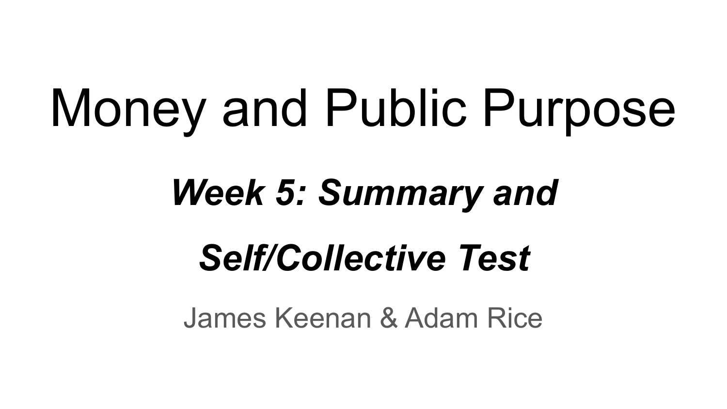# Money and Public Purpose

## ***Week 5: Summary and Self/Collective Test***

James Keenan & Adam Rice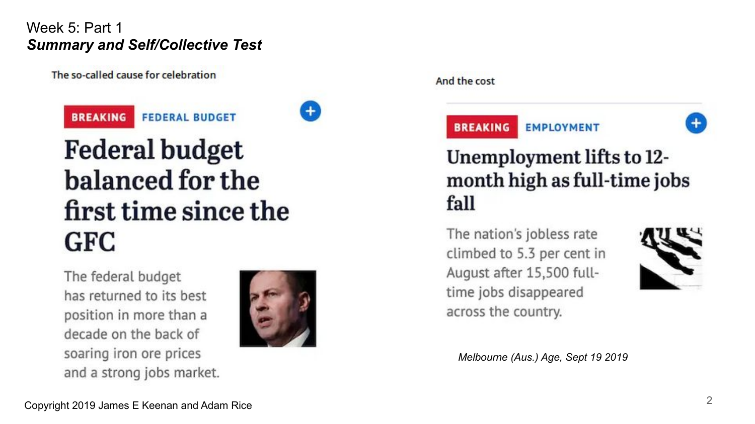# Week 5: Part 1

## *Summary and Self/Collective Test*

The so-called cause for celebration

**BREAKING** FEDERAL BUDGET

### Federal budget balanced for the first time since the GFC

The federal budget has returned to its best position in more than a decade on the back of soaring iron ore prices and a strong jobs market.

And the cost

**BREAKING** EMPLOYMENT

### Unemployment lifts to 12-month high as full-time jobs fall

The nation's jobless rate climbed to 5.3 per cent in August after 15,500 full-time jobs disappeared across the country.

*Melbourne (Aus.) Age, Sept 19 2019*

Copyright 2019 James E Keenan and Adam Rice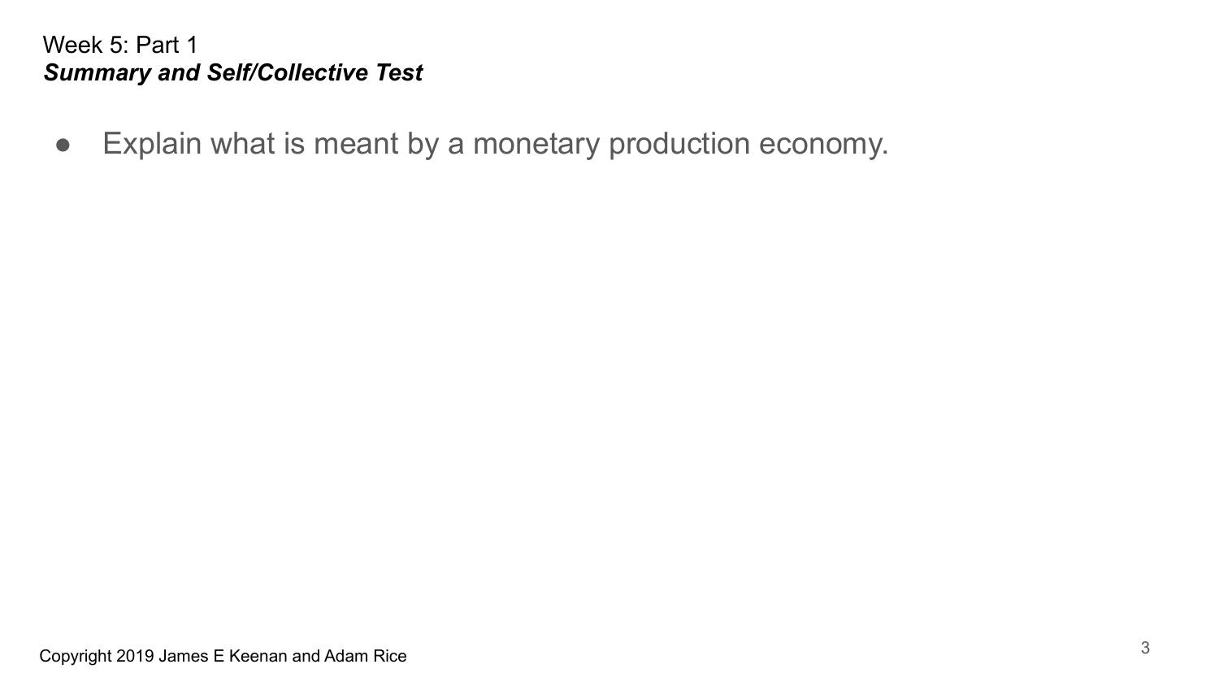Week 5: Part 1

***Summary and Self/Collective Test***

- Explain what is meant by a monetary production economy.

Copyright 2019 James E Keenan and Adam Rice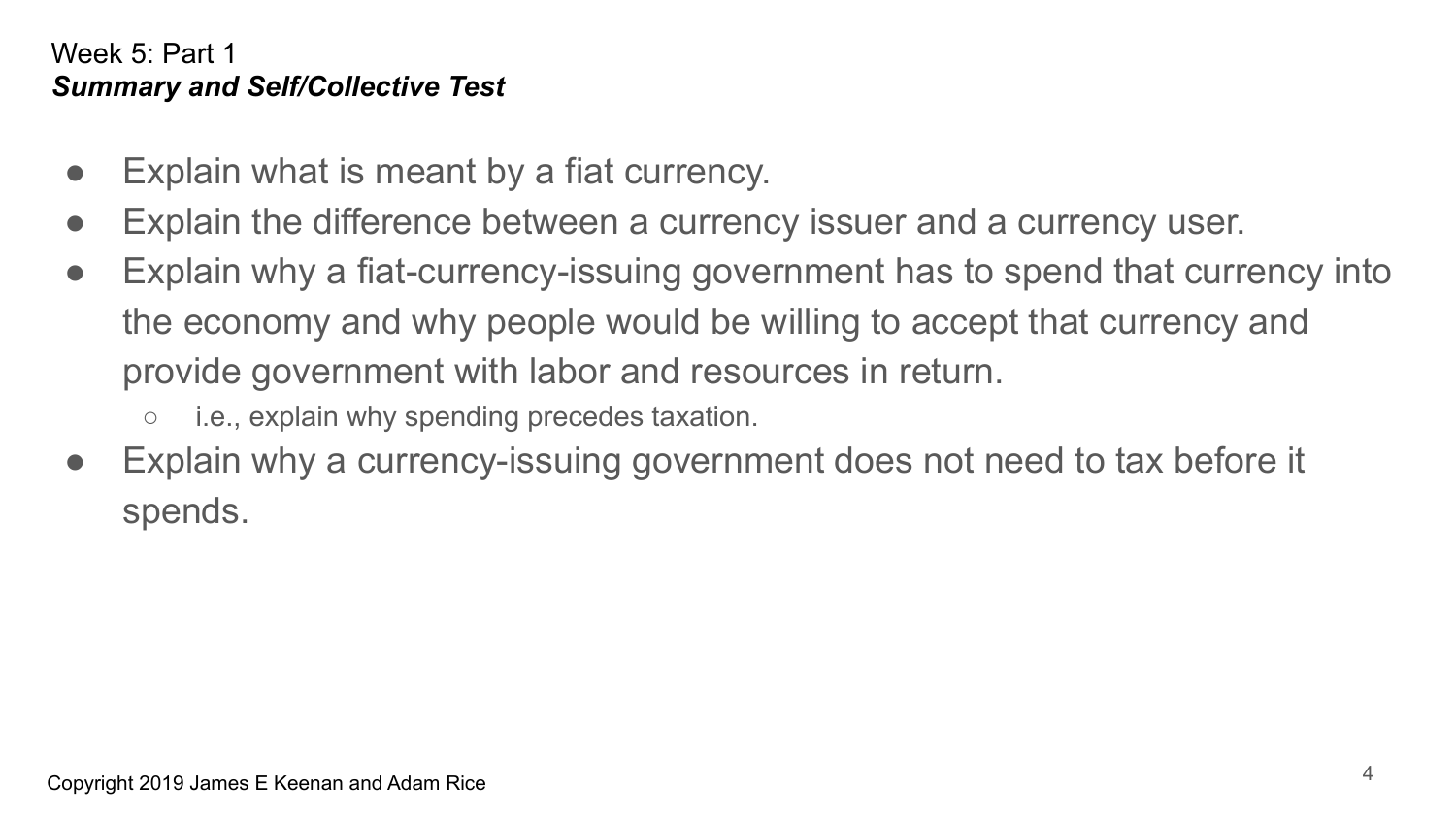Week 5: Part 1
***Summary and Self/Collective Test***

- Explain what is meant by a fiat currency.
- Explain the difference between a currency issuer and a currency user.
- Explain why a fiat-currency-issuing government has to spend that currency into the economy and why people would be willing to accept that currency and provide government with labor and resources in return.
    - i.e., explain why spending precedes taxation.
- Explain why a currency-issuing government does not need to tax before it spends.

Copyright 2019 James E Keenan and Adam Rice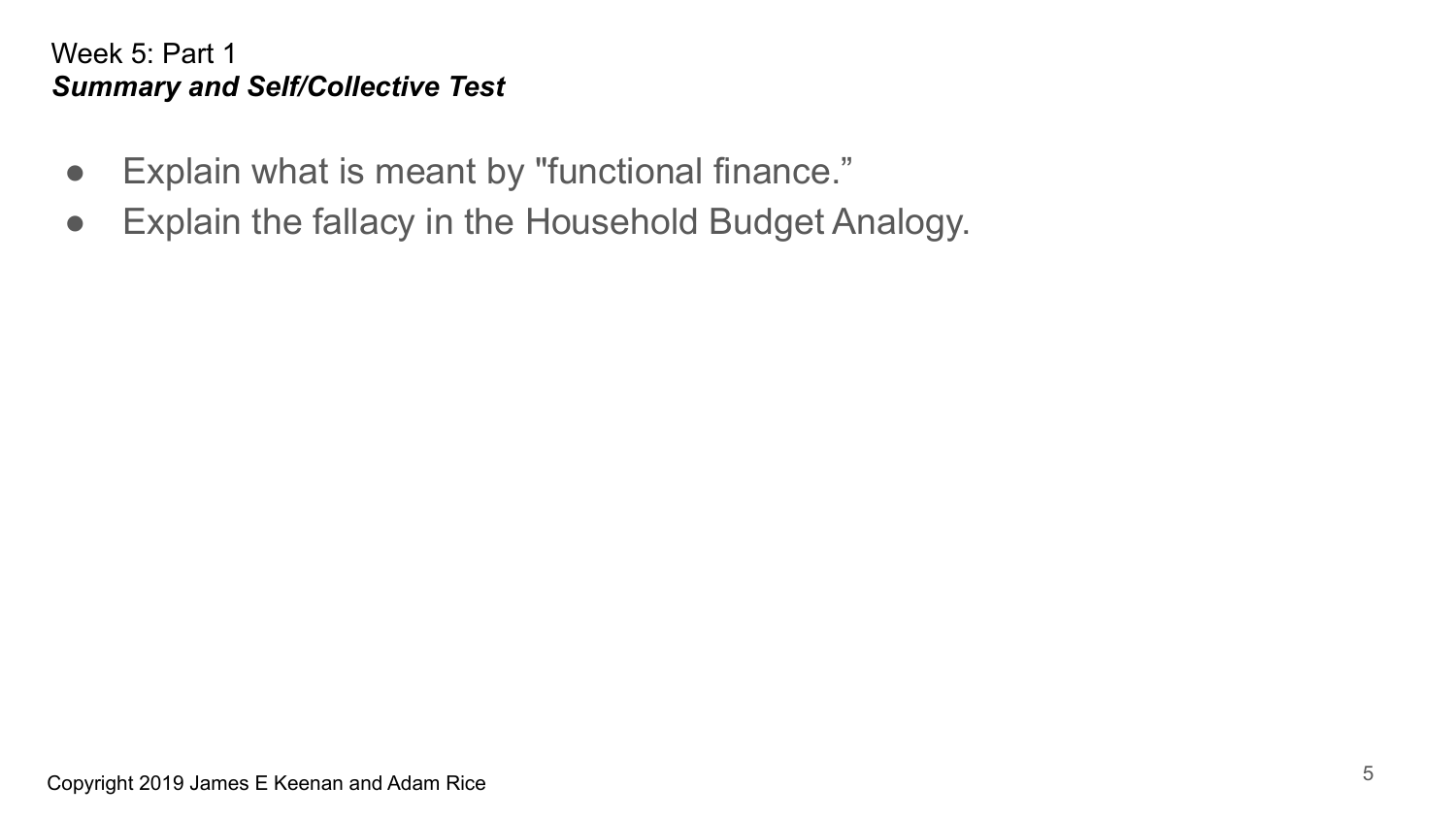Week 5: Part 1

***Summary and Self/Collective Test***

- Explain what is meant by "functional finance."
- Explain the fallacy in the Household Budget Analogy.

Copyright 2019 James E Keenan and Adam Rice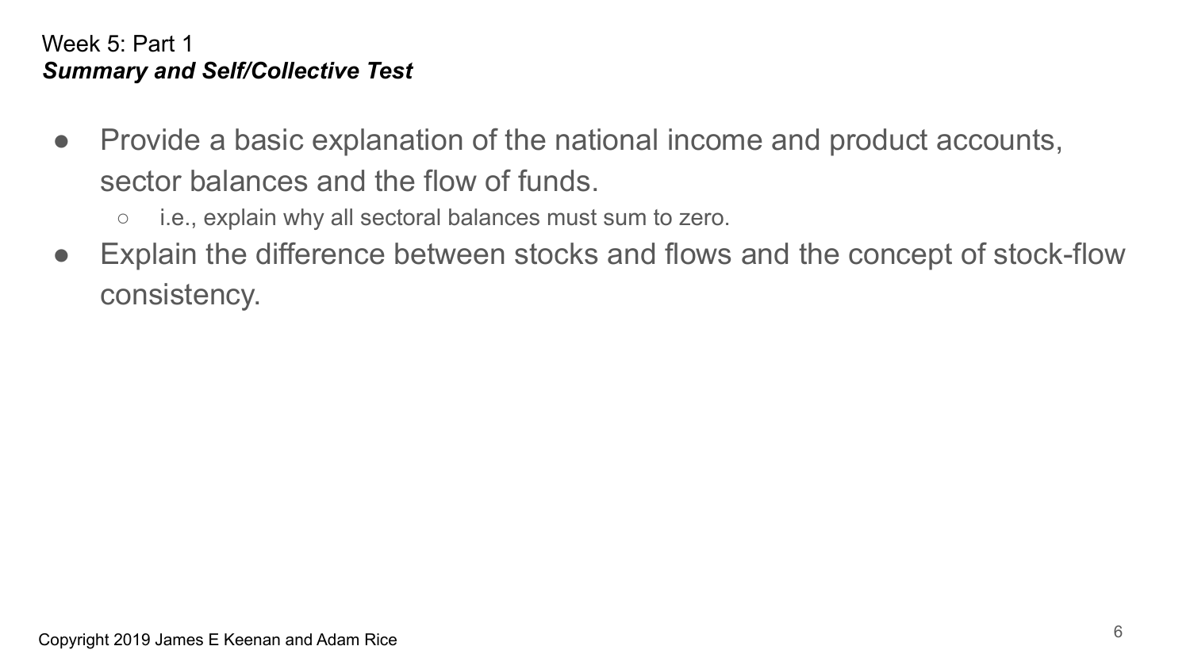Week 5: Part 1

***Summary and Self/Collective Test***

- Provide a basic explanation of the national income and product accounts, sector balances and the flow of funds.
  - i.e., explain why all sectoral balances must sum to zero.
- Explain the difference between stocks and flows and the concept of stock-flow consistency.

Copyright 2019 James E Keenan and Adam Rice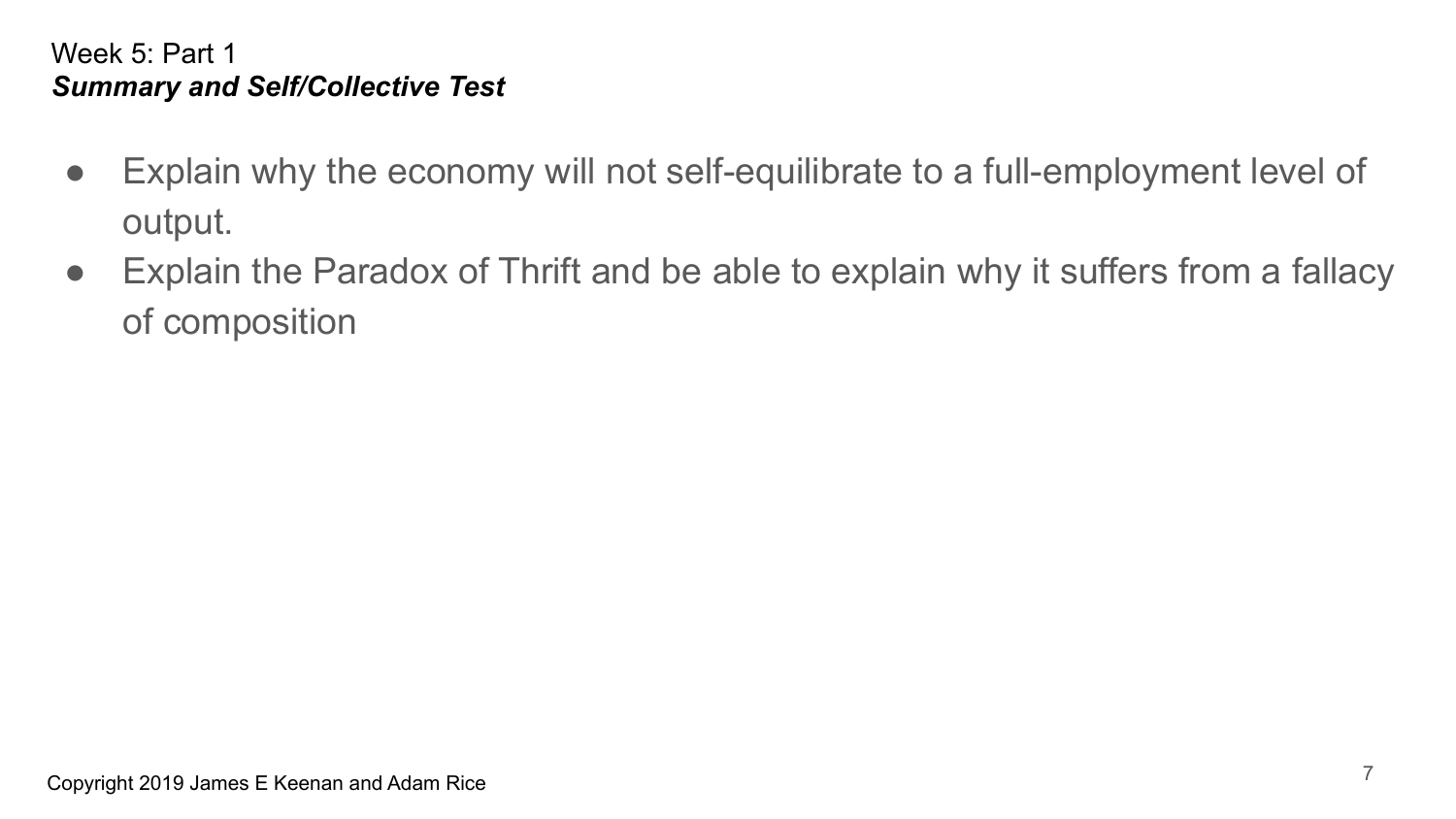Week 5: Part 1

***Summary and Self/Collective Test***

- Explain why the economy will not self-equilibrate to a full-employment level of output.
- Explain the Paradox of Thrift and be able to explain why it suffers from a fallacy of composition

Copyright 2019 James E Keenan and Adam Rice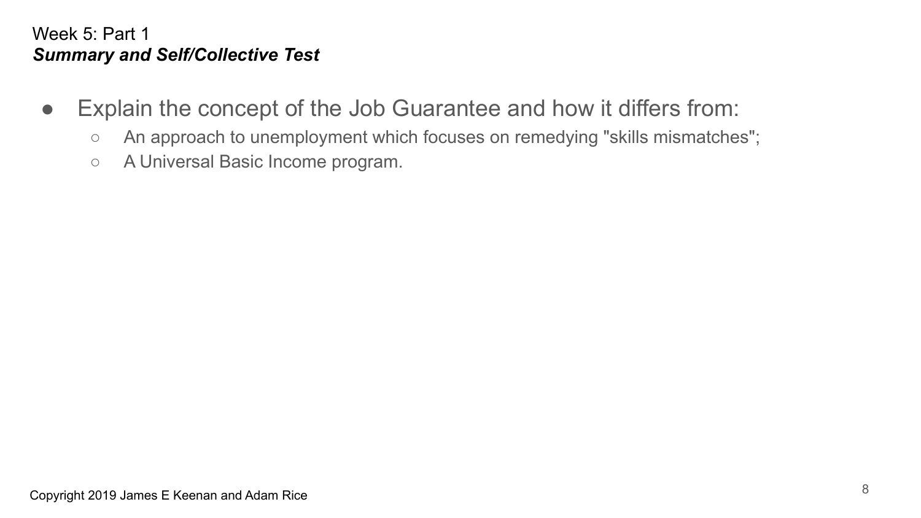Week 5: Part 1

***Summary and Self/Collective Test***

- Explain the concept of the Job Guarantee and how it differs from:
  - An approach to unemployment which focuses on remedying "skills mismatches";
  - A Universal Basic Income program.

Copyright 2019 James E Keenan and Adam Rice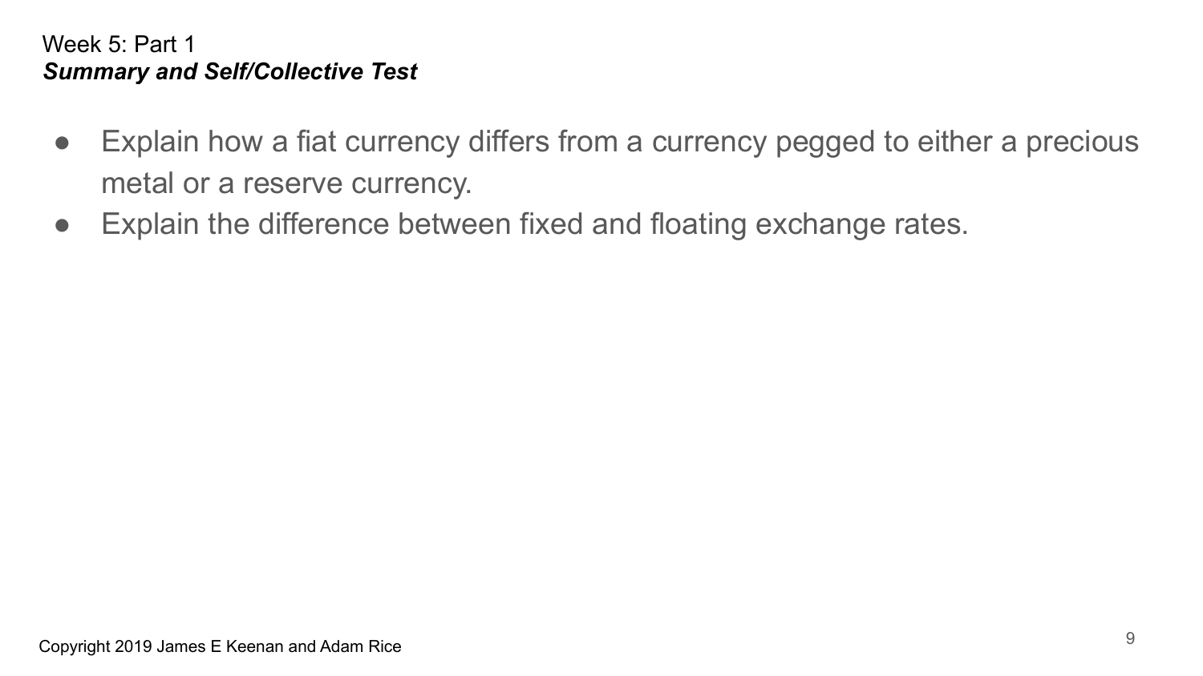Week 5: Part 1

***Summary and Self/Collective Test***

- Explain how a fiat currency differs from a currency pegged to either a precious metal or a reserve currency.
- Explain the difference between fixed and floating exchange rates.

Copyright 2019 James E Keenan and Adam Rice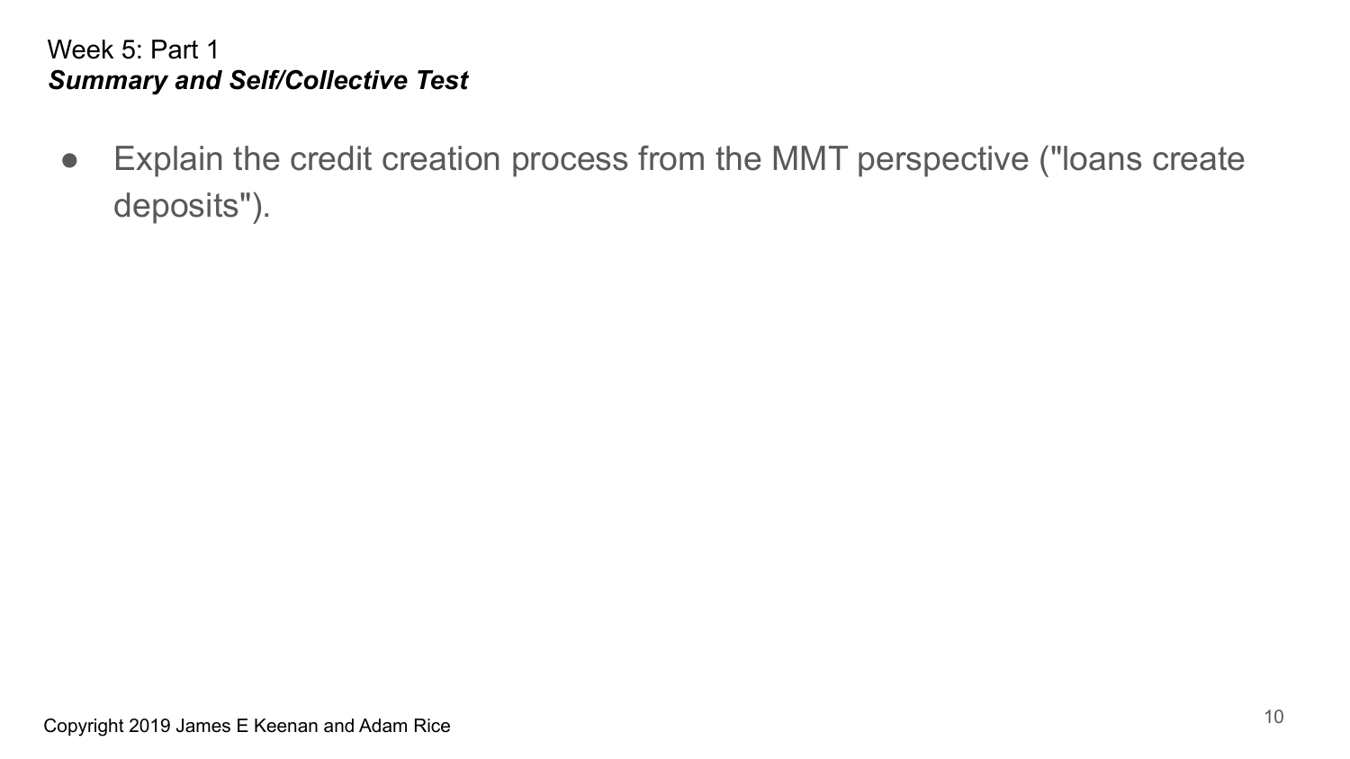Week 5: Part 1
***Summary and Self/Collective Test***

- Explain the credit creation process from the MMT perspective ("loans create deposits").

Copyright 2019 James E Keenan and Adam Rice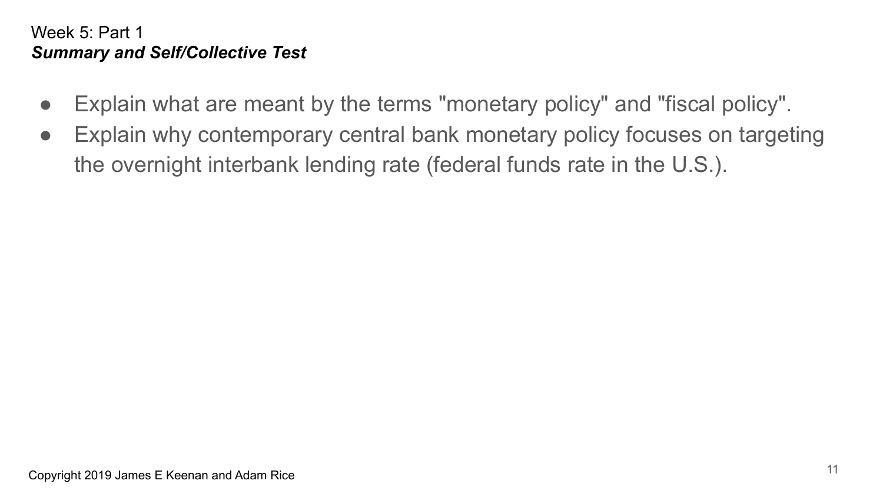Week 5: Part 1

***Summary and Self/Collective Test***

- Explain what are meant by the terms "monetary policy" and "fiscal policy".
- Explain why contemporary central bank monetary policy focuses on targeting the overnight interbank lending rate (federal funds rate in the U.S.).

Copyright 2019 James E Keenan and Adam Rice